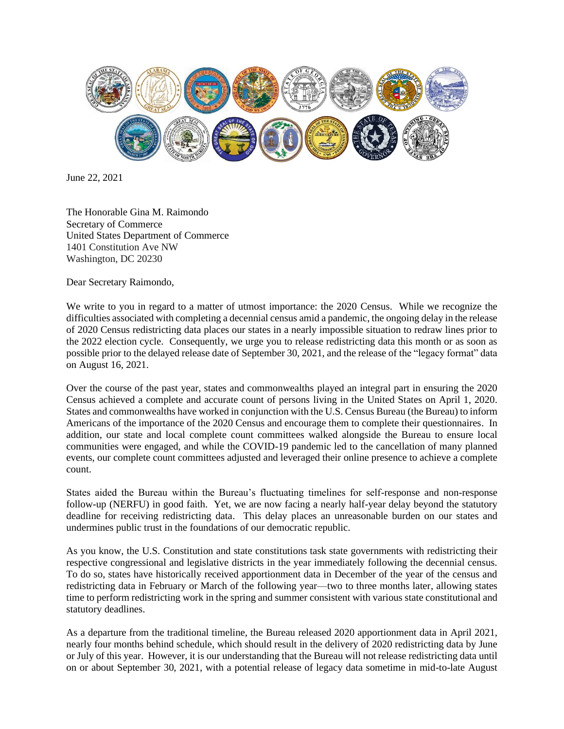June 22, 2021

The Honorable Gina M. Raimondo
Secretary of Commerce
United States Department of Commerce
1401 Constitution Ave NW
Washington, DC 20230

Dear Secretary Raimondo,

We write to you in regard to a matter of utmost importance: the 2020 Census. While we recognize the difficulties associated with completing a decennial census amid a pandemic, the ongoing delay in the release of 2020 Census redistricting data places our states in a nearly impossible situation to redraw lines prior to the 2022 election cycle. Consequently, we urge you to release redistricting data this month or as soon as possible prior to the delayed release date of September 30, 2021, and the release of the "legacy format" data on August 16, 2021.

Over the course of the past year, states and commonwealths played an integral part in ensuring the 2020 Census achieved a complete and accurate count of persons living in the United States on April 1, 2020. States and commonwealths have worked in conjunction with the U.S. Census Bureau (the Bureau) to inform Americans of the importance of the 2020 Census and encourage them to complete their questionnaires. In addition, our state and local complete count committees walked alongside the Bureau to ensure local communities were engaged, and while the COVID-19 pandemic led to the cancellation of many planned events, our complete count committees adjusted and leveraged their online presence to achieve a complete count.

States aided the Bureau within the Bureau's fluctuating timelines for self-response and non-response follow-up (NERFU) in good faith. Yet, we are now facing a nearly half-year delay beyond the statutory deadline for receiving redistricting data. This delay places an unreasonable burden on our states and undermines public trust in the foundations of our democratic republic.

As you know, the U.S. Constitution and state constitutions task state governments with redistricting their respective congressional and legislative districts in the year immediately following the decennial census. To do so, states have historically received apportionment data in December of the year of the census and redistricting data in February or March of the following year—two to three months later, allowing states time to perform redistricting work in the spring and summer consistent with various state constitutional and statutory deadlines.

As a departure from the traditional timeline, the Bureau released 2020 apportionment data in April 2021, nearly four months behind schedule, which should result in the delivery of 2020 redistricting data by June or July of this year. However, it is our understanding that the Bureau will not release redistricting data until on or about September 30, 2021, with a potential release of legacy data sometime in mid-to-late August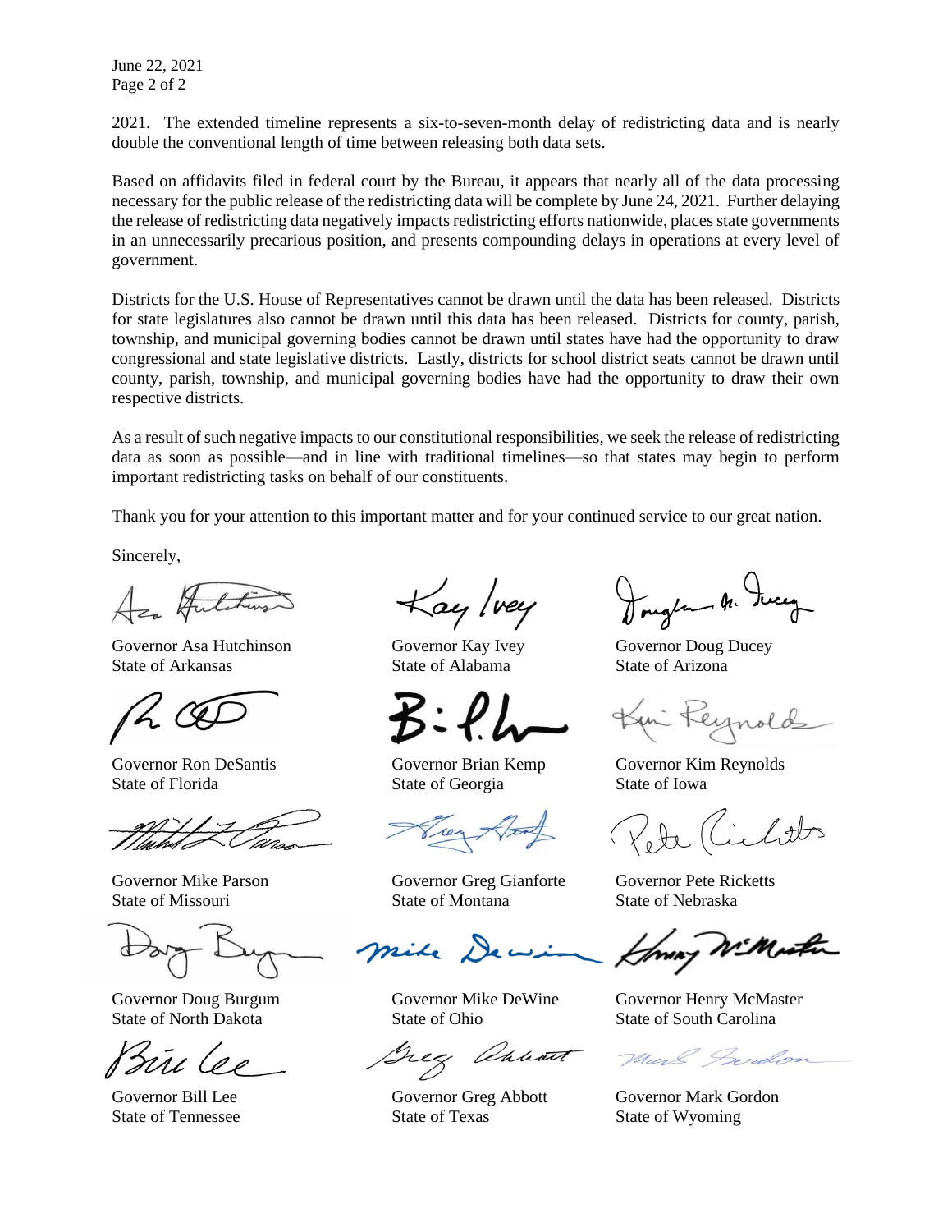2021. The extended timeline represents a six-to-seven-month delay of redistricting data and is nearly double the conventional length of time between releasing both data sets.

Based on affidavits filed in federal court by the Bureau, it appears that nearly all of the data processing necessary for the public release of the redistricting data will be complete by June 24, 2021. Further delaying the release of redistricting data negatively impacts redistricting efforts nationwide, places state governments in an unnecessarily precarious position, and presents compounding delays in operations at every level of government.

Districts for the U.S. House of Representatives cannot be drawn until the data has been released. Districts for state legislatures also cannot be drawn until this data has been released. Districts for county, parish, township, and municipal governing bodies cannot be drawn until states have had the opportunity to draw congressional and state legislative districts. Lastly, districts for school district seats cannot be drawn until county, parish, township, and municipal governing bodies have had the opportunity to draw their own respective districts.

As a result of such negative impacts to our constitutional responsibilities, we seek the release of redistricting data as soon as possible—and in line with traditional timelines—so that states may begin to perform important redistricting tasks on behalf of our constituents.

Thank you for your attention to this important matter and for your continued service to our great nation.

Sincerely,

Governor Asa Hutchinson
State of Arkansas

Governor Kay Ivey
State of Alabama

Governor Doug Ducey
State of Arizona

Governor Ron DeSantis
State of Florida

Governor Brian Kemp
State of Georgia

Governor Kim Reynolds
State of Iowa

Governor Mike Parson
State of Missouri

Governor Greg Gianforte
State of Montana

Governor Pete Ricketts
State of Nebraska

Governor Doug Burgum
State of North Dakota

Governor Mike DeWine
State of Ohio

Governor Henry McMaster
State of South Carolina

Governor Bill Lee
State of Tennessee

Governor Greg Abbott
State of Texas

Governor Mark Gordon
State of Wyoming